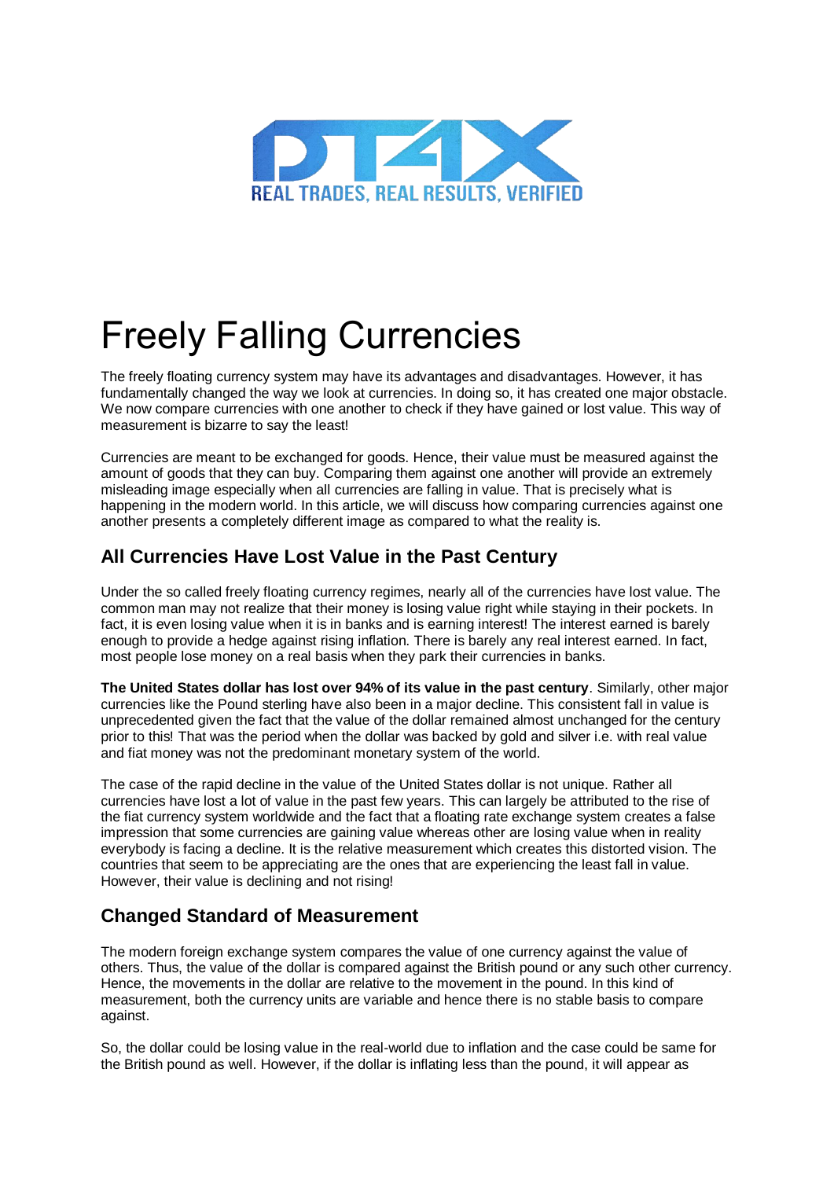# Freely Falling Currencies

The freely floating currency system may have its advantages and disadvantages. However, it has fundamentally changed the way we look at currencies. In doing so, it has created one major obstacle. We now compare currencies with one another to check if they have gained or lost value. This way of measurement is bizarre to say the least!

Currencies are meant to be exchanged for goods. Hence, their value must be measured against the amount of goods that they can buy. Comparing them against one another will provide an extremely misleading image especially when all currencies are falling in value. That is precisely what is happening in the modern world. In this article, we will discuss how comparing currencies against one another presents a completely different image as compared to what the reality is.

## All Currencies Have Lost Value in the Past Century

Under the so called freely floating currency regimes, nearly all of the currencies have lost value. The common man may not realize that their money is losing value right while staying in their pockets. In fact, it is even losing value when it is in banks and is earning interest! The interest earned is barely enough to provide a hedge against rising inflation. There is barely any real interest earned. In fact, most people lose money on a real basis when they park their currencies in banks.

**The United States dollar has lost over 94% of its value in the past century**. Similarly, other major currencies like the Pound sterling have also been in a major decline. This consistent fall in value is unprecedented given the fact that the value of the dollar remained almost unchanged for the century prior to this! That was the period when the dollar was backed by gold and silver i.e. with real value and fiat money was not the predominant monetary system of the world.

The case of the rapid decline in the value of the United States dollar is not unique. Rather all currencies have lost a lot of value in the past few years. This can largely be attributed to the rise of the fiat currency system worldwide and the fact that a floating rate exchange system creates a false impression that some currencies are gaining value whereas other are losing value when in reality everybody is facing a decline. It is the relative measurement which creates this distorted vision. The countries that seem to be appreciating are the ones that are experiencing the least fall in value. However, their value is declining and not rising!

## Changed Standard of Measurement

The modern foreign exchange system compares the value of one currency against the value of others. Thus, the value of the dollar is compared against the British pound or any such other currency. Hence, the movements in the dollar are relative to the movement in the pound. In this kind of measurement, both the currency units are variable and hence there is no stable basis to compare against.

So, the dollar could be losing value in the real-world due to inflation and the case could be same for the British pound as well. However, if the dollar is inflating less than the pound, it will appear as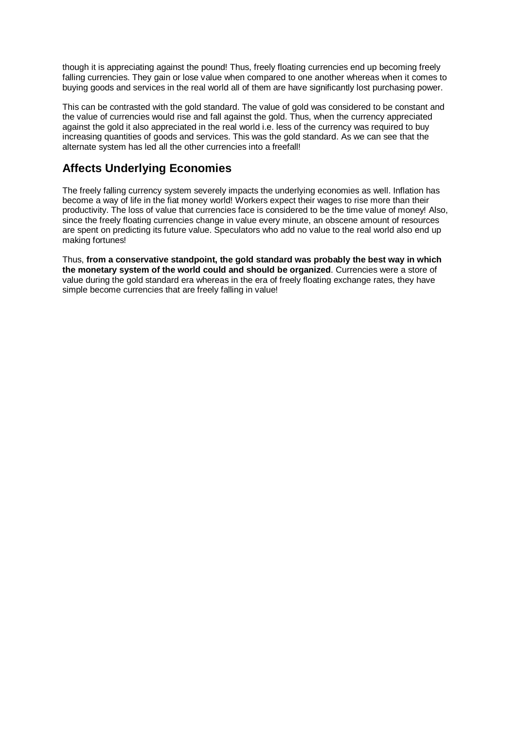though it is appreciating against the pound! Thus, freely floating currencies end up becoming freely falling currencies. They gain or lose value when compared to one another whereas when it comes to buying goods and services in the real world all of them are have significantly lost purchasing power.

This can be contrasted with the gold standard. The value of gold was considered to be constant and the value of currencies would rise and fall against the gold. Thus, when the currency appreciated against the gold it also appreciated in the real world i.e. less of the currency was required to buy increasing quantities of goods and services. This was the gold standard. As we can see that the alternate system has led all the other currencies into a freefall!

## Affects Underlying Economies

The freely falling currency system severely impacts the underlying economies as well. Inflation has become a way of life in the fiat money world! Workers expect their wages to rise more than their productivity. The loss of value that currencies face is considered to be the time value of money! Also, since the freely floating currencies change in value every minute, an obscene amount of resources are spent on predicting its future value. Speculators who add no value to the real world also end up making fortunes!

Thus, **from a conservative standpoint, the gold standard was probably the best way in which the monetary system of the world could and should be organized**. Currencies were a store of value during the gold standard era whereas in the era of freely floating exchange rates, they have simple become currencies that are freely falling in value!